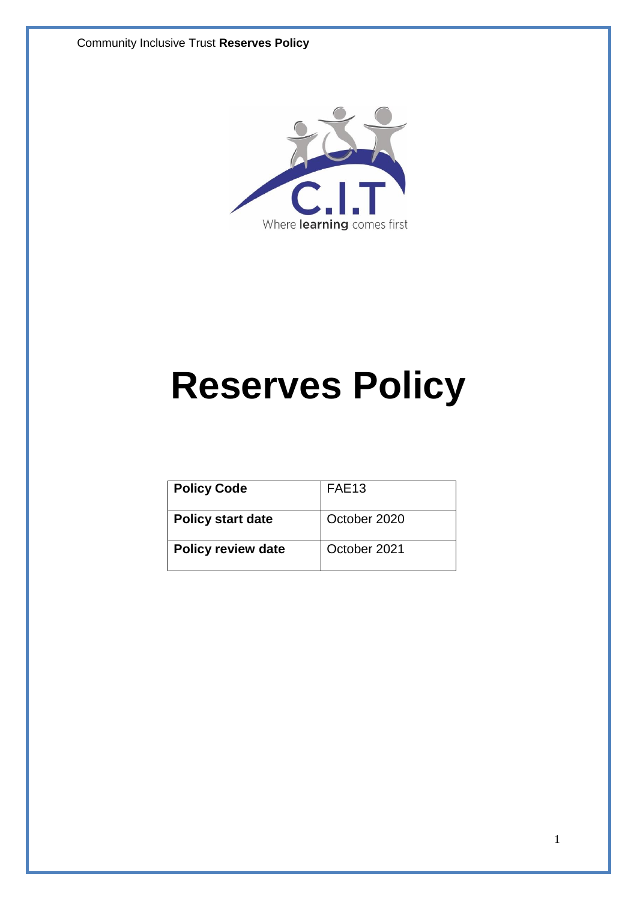C.I.T

Where **learning** comes first

# Reserves Policy

| **Policy Code** | FAE13 |
|---|---|
| **Policy start date** | October 2020 |
| **Policy review date** | October 2021 |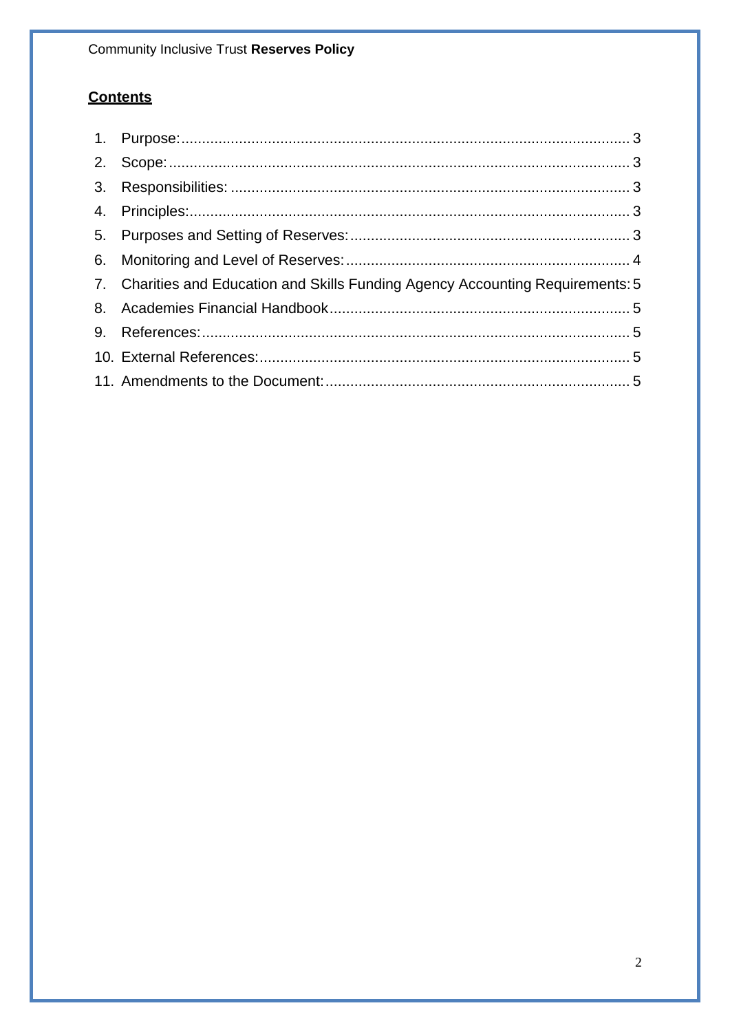**Contents**

1. Purpose: 3
2. Scope: 3
3. Responsibilities: 3
4. Principles: 3
5. Purposes and Setting of Reserves: 3
6. Monitoring and Level of Reserves: 4
7. Charities and Education and Skills Funding Agency Accounting Requirements: 5
8. Academies Financial Handbook 5
9. References: 5
10. External References: 5
11. Amendments to the Document: 5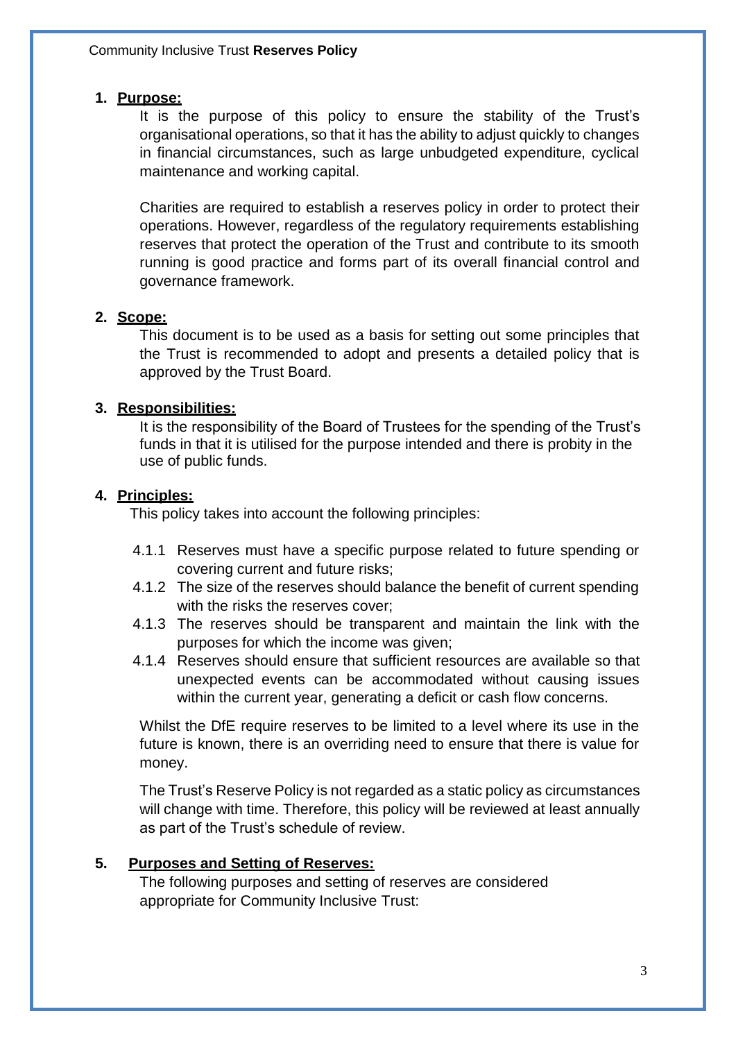## 1. Purpose:

It is the purpose of this policy to ensure the stability of the Trust's organisational operations, so that it has the ability to adjust quickly to changes in financial circumstances, such as large unbudgeted expenditure, cyclical maintenance and working capital.

Charities are required to establish a reserves policy in order to protect their operations. However, regardless of the regulatory requirements establishing reserves that protect the operation of the Trust and contribute to its smooth running is good practice and forms part of its overall financial control and governance framework.

## 2. Scope:

This document is to be used as a basis for setting out some principles that the Trust is recommended to adopt and presents a detailed policy that is approved by the Trust Board.

## 3. Responsibilities:

It is the responsibility of the Board of Trustees for the spending of the Trust's funds in that it is utilised for the purpose intended and there is probity in the use of public funds.

## 4. Principles:

This policy takes into account the following principles:

- 4.1.1 Reserves must have a specific purpose related to future spending or covering current and future risks;
- 4.1.2 The size of the reserves should balance the benefit of current spending with the risks the reserves cover;
- 4.1.3 The reserves should be transparent and maintain the link with the purposes for which the income was given;
- 4.1.4 Reserves should ensure that sufficient resources are available so that unexpected events can be accommodated without causing issues within the current year, generating a deficit or cash flow concerns.

Whilst the DfE require reserves to be limited to a level where its use in the future is known, there is an overriding need to ensure that there is value for money.

The Trust's Reserve Policy is not regarded as a static policy as circumstances will change with time. Therefore, this policy will be reviewed at least annually as part of the Trust's schedule of review.

## 5. Purposes and Setting of Reserves:

The following purposes and setting of reserves are considered appropriate for Community Inclusive Trust: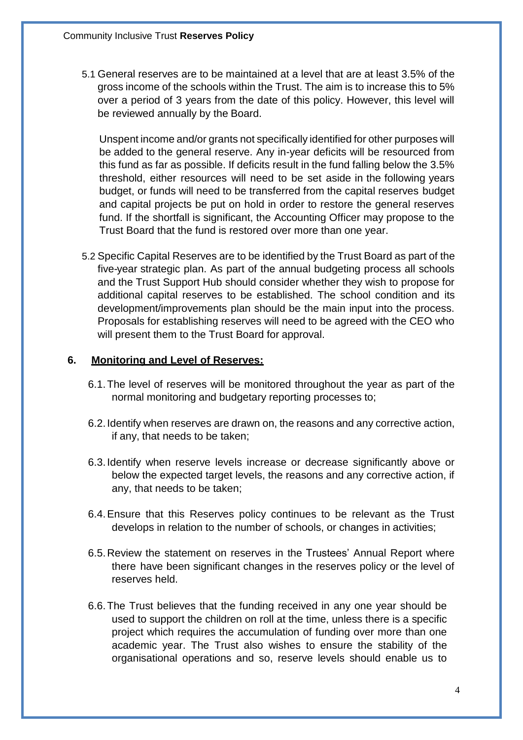5.1 General reserves are to be maintained at a level that are at least 3.5% of the gross income of the schools within the Trust. The aim is to increase this to 5% over a period of 3 years from the date of this policy. However, this level will be reviewed annually by the Board.

Unspent income and/or grants not specifically identified for other purposes will be added to the general reserve. Any in-year deficits will be resourced from this fund as far as possible. If deficits result in the fund falling below the 3.5% threshold, either resources will need to be set aside in the following years budget, or funds will need to be transferred from the capital reserves budget and capital projects be put on hold in order to restore the general reserves fund. If the shortfall is significant, the Accounting Officer may propose to the Trust Board that the fund is restored over more than one year.

5.2 Specific Capital Reserves are to be identified by the Trust Board as part of the five-year strategic plan. As part of the annual budgeting process all schools and the Trust Support Hub should consider whether they wish to propose for additional capital reserves to be established. The school condition and its development/improvements plan should be the main input into the process. Proposals for establishing reserves will need to be agreed with the CEO who will present them to the Trust Board for approval.

## 6. Monitoring and Level of Reserves:

6.1. The level of reserves will be monitored throughout the year as part of the normal monitoring and budgetary reporting processes to;

6.2. Identify when reserves are drawn on, the reasons and any corrective action, if any, that needs to be taken;

6.3. Identify when reserve levels increase or decrease significantly above or below the expected target levels, the reasons and any corrective action, if any, that needs to be taken;

6.4. Ensure that this Reserves policy continues to be relevant as the Trust develops in relation to the number of schools, or changes in activities;

6.5. Review the statement on reserves in the Trustees' Annual Report where there have been significant changes in the reserves policy or the level of reserves held.

6.6. The Trust believes that the funding received in any one year should be used to support the children on roll at the time, unless there is a specific project which requires the accumulation of funding over more than one academic year. The Trust also wishes to ensure the stability of the organisational operations and so, reserve levels should enable us to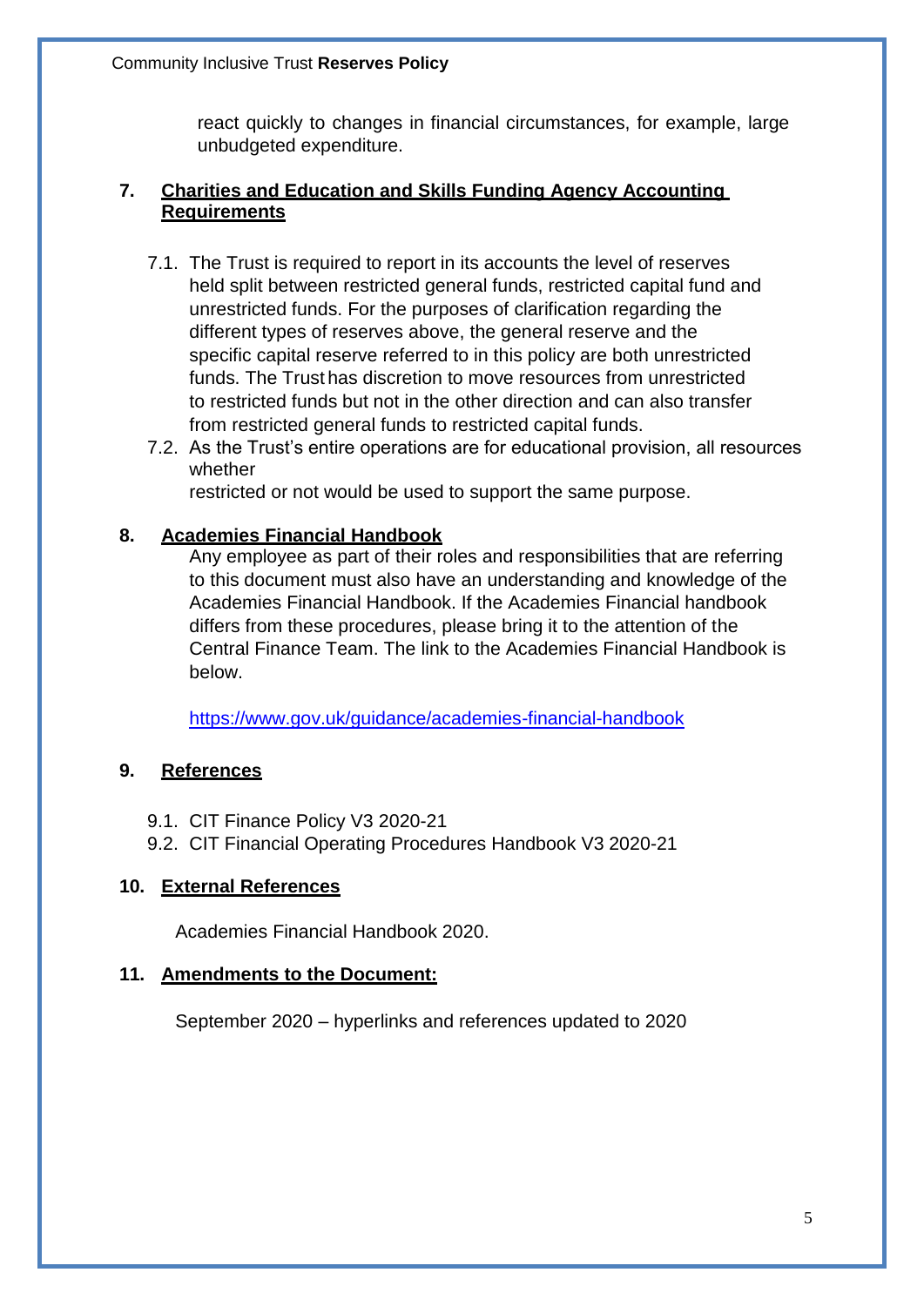react quickly to changes in financial circumstances, for example, large unbudgeted expenditure.

## 7. Charities and Education and Skills Funding Agency Accounting Requirements

7.1. The Trust is required to report in its accounts the level of reserves held split between restricted general funds, restricted capital fund and unrestricted funds. For the purposes of clarification regarding the different types of reserves above, the general reserve and the specific capital reserve referred to in this policy are both unrestricted funds. The Trust has discretion to move resources from unrestricted to restricted funds but not in the other direction and can also transfer from restricted general funds to restricted capital funds.

7.2. As the Trust's entire operations are for educational provision, all resources whether restricted or not would be used to support the same purpose.

## 8. Academies Financial Handbook

Any employee as part of their roles and responsibilities that are referring to this document must also have an understanding and knowledge of the Academies Financial Handbook. If the Academies Financial handbook differs from these procedures, please bring it to the attention of the Central Finance Team. The link to the Academies Financial Handbook is below.

https://www.gov.uk/guidance/academies-financial-handbook

## 9. References

9.1. CIT Finance Policy V3 2020-21

9.2. CIT Financial Operating Procedures Handbook V3 2020-21

## 10. External References

Academies Financial Handbook 2020.

## 11. Amendments to the Document:

September 2020 – hyperlinks and references updated to 2020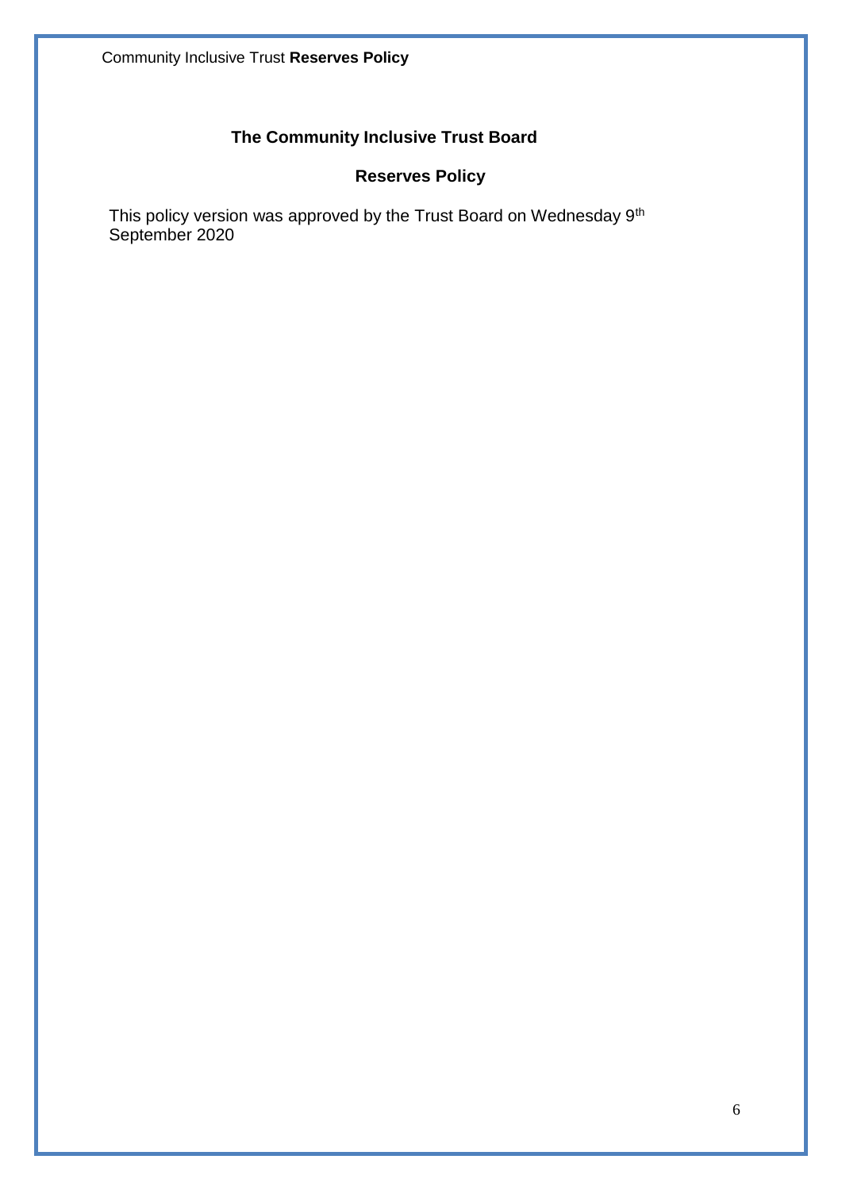**The Community Inclusive Trust Board**

**Reserves Policy**

This policy version was approved by the Trust Board on Wednesday 9th September 2020